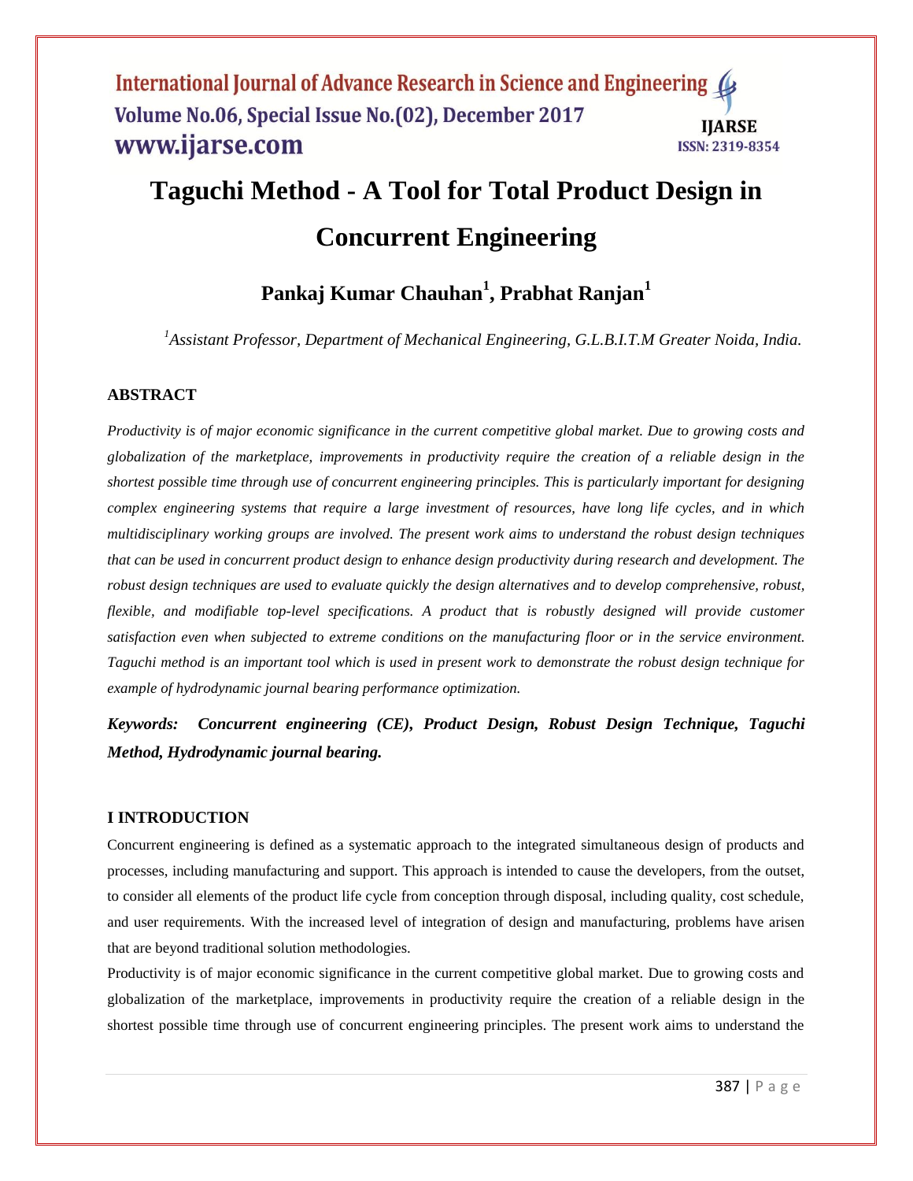# Taguchi Method - A Tool for Total Product Design in Concurrent Engineering

**Pankaj Kumar Chauhan[1], Prabhat Ranjan[1]**

*[1]Assistant Professor, Department of Mechanical Engineering, G.L.B.I.T.M Greater Noida, India.*

## ABSTRACT

*Productivity is of major economic significance in the current competitive global market. Due to growing costs and globalization of the marketplace, improvements in productivity require the creation of a reliable design in the shortest possible time through use of concurrent engineering principles. This is particularly important for designing complex engineering systems that require a large investment of resources, have long life cycles, and in which multidisciplinary working groups are involved. The present work aims to understand the robust design techniques that can be used in concurrent product design to enhance design productivity during research and development. The robust design techniques are used to evaluate quickly the design alternatives and to develop comprehensive, robust, flexible, and modifiable top-level specifications. A product that is robustly designed will provide customer satisfaction even when subjected to extreme conditions on the manufacturing floor or in the service environment. Taguchi method is an important tool which is used in present work to demonstrate the robust design technique for example of hydrodynamic journal bearing performance optimization.*

***Keywords:* *Concurrent engineering (CE), Product Design, Robust Design Technique, Taguchi Method, Hydrodynamic journal bearing.***

## I INTRODUCTION

Concurrent engineering is defined as a systematic approach to the integrated simultaneous design of products and processes, including manufacturing and support. This approach is intended to cause the developers, from the outset, to consider all elements of the product life cycle from conception through disposal, including quality, cost schedule, and user requirements. With the increased level of integration of design and manufacturing, problems have arisen that are beyond traditional solution methodologies.

Productivity is of major economic significance in the current competitive global market. Due to growing costs and globalization of the marketplace, improvements in productivity require the creation of a reliable design in the shortest possible time through use of concurrent engineering principles. The present work aims to understand the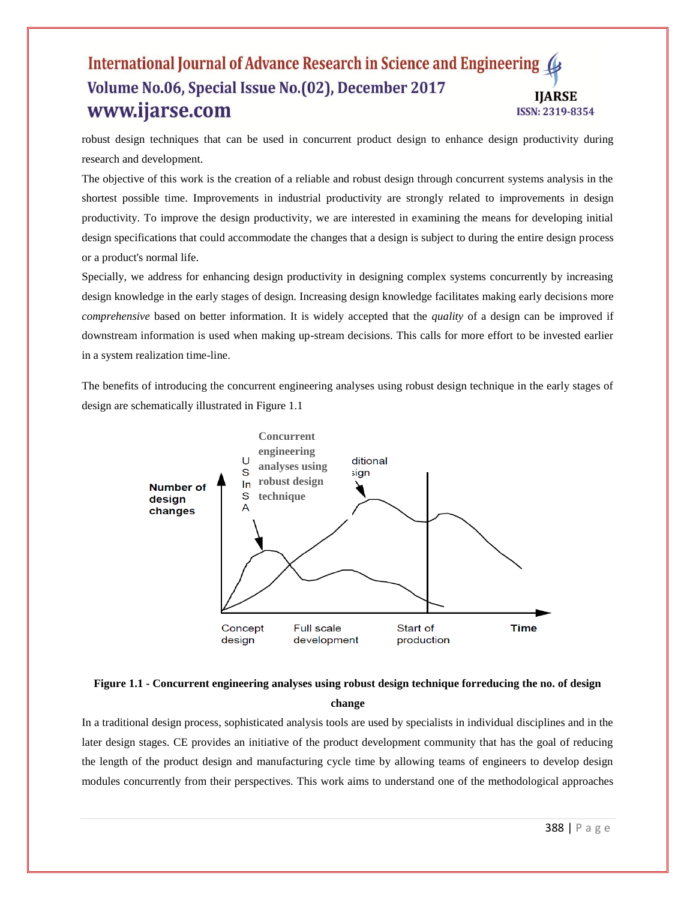robust design techniques that can be used in concurrent product design to enhance design productivity during research and development.

The objective of this work is the creation of a reliable and robust design through concurrent systems analysis in the shortest possible time. Improvements in industrial productivity are strongly related to improvements in design productivity. To improve the design productivity, we are interested in examining the means for developing initial design specifications that could accommodate the changes that a design is subject to during the entire design process or a product's normal life.

Specially, we address for enhancing design productivity in designing complex systems concurrently by increasing design knowledge in the early stages of design. Increasing design knowledge facilitates making early decisions more *comprehensive* based on better information. It is widely accepted that the *quality* of a design can be improved if downstream information is used when making up-stream decisions. This calls for more effort to be invested earlier in a system realization time-line.

The benefits of introducing the concurrent engineering analyses using robust design technique in the early stages of design are schematically illustrated in Figure 1.1

Concurrent engineering analyses using robust design technique

USA

In

ditional

sign

Number of design changes

Concept design

Full scale development

Start of production

Time

**Figure 1.1 - Concurrent engineering analyses using robust design technique forreducing the no. of design change**

In a traditional design process, sophisticated analysis tools are used by specialists in individual disciplines and in the later design stages. CE provides an initiative of the product development community that has the goal of reducing the length of the product design and manufacturing cycle time by allowing teams of engineers to develop design modules concurrently from their perspectives. This work aims to understand one of the methodological approaches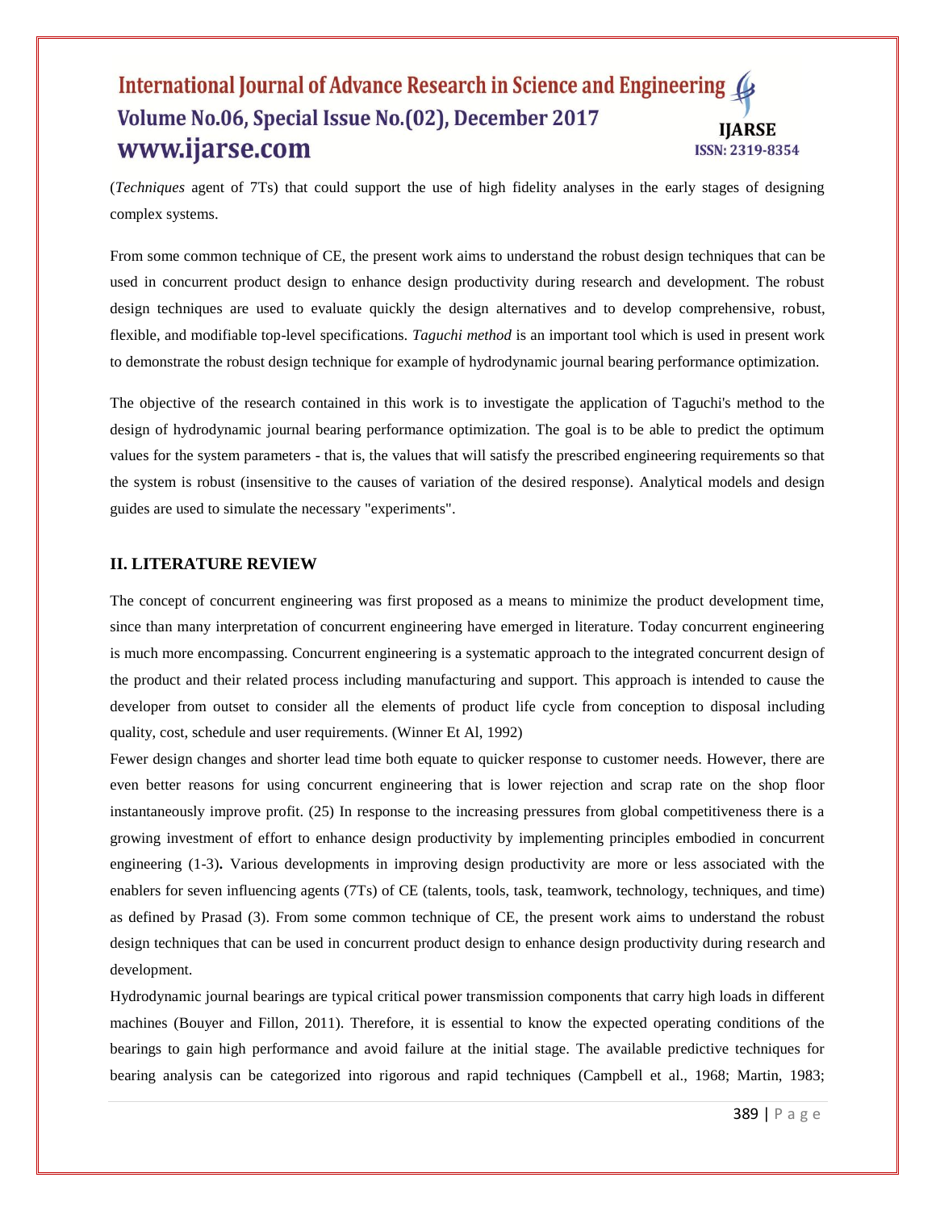(*Techniques* agent of 7Ts) that could support the use of high fidelity analyses in the early stages of designing complex systems.

From some common technique of CE, the present work aims to understand the robust design techniques that can be used in concurrent product design to enhance design productivity during research and development. The robust design techniques are used to evaluate quickly the design alternatives and to develop comprehensive, robust, flexible, and modifiable top-level specifications. *Taguchi method* is an important tool which is used in present work to demonstrate the robust design technique for example of hydrodynamic journal bearing performance optimization.

The objective of the research contained in this work is to investigate the application of Taguchi's method to the design of hydrodynamic journal bearing performance optimization. The goal is to be able to predict the optimum values for the system parameters - that is, the values that will satisfy the prescribed engineering requirements so that the system is robust (insensitive to the causes of variation of the desired response). Analytical models and design guides are used to simulate the necessary "experiments".

## II. LITERATURE REVIEW

The concept of concurrent engineering was first proposed as a means to minimize the product development time, since than many interpretation of concurrent engineering have emerged in literature. Today concurrent engineering is much more encompassing. Concurrent engineering is a systematic approach to the integrated concurrent design of the product and their related process including manufacturing and support. This approach is intended to cause the developer from outset to consider all the elements of product life cycle from conception to disposal including quality, cost, schedule and user requirements. (Winner Et Al, 1992)

Fewer design changes and shorter lead time both equate to quicker response to customer needs. However, there are even better reasons for using concurrent engineering that is lower rejection and scrap rate on the shop floor instantaneously improve profit. (25) In response to the increasing pressures from global competitiveness there is a growing investment of effort to enhance design productivity by implementing principles embodied in concurrent engineering (1-3)**.** Various developments in improving design productivity are more or less associated with the enablers for seven influencing agents (7Ts) of CE (talents, tools, task, teamwork, technology, techniques, and time) as defined by Prasad (3). From some common technique of CE, the present work aims to understand the robust design techniques that can be used in concurrent product design to enhance design productivity during research and development.

Hydrodynamic journal bearings are typical critical power transmission components that carry high loads in different machines (Bouyer and Fillon, 2011). Therefore, it is essential to know the expected operating conditions of the bearings to gain high performance and avoid failure at the initial stage. The available predictive techniques for bearing analysis can be categorized into rigorous and rapid techniques (Campbell et al., 1968; Martin, 1983;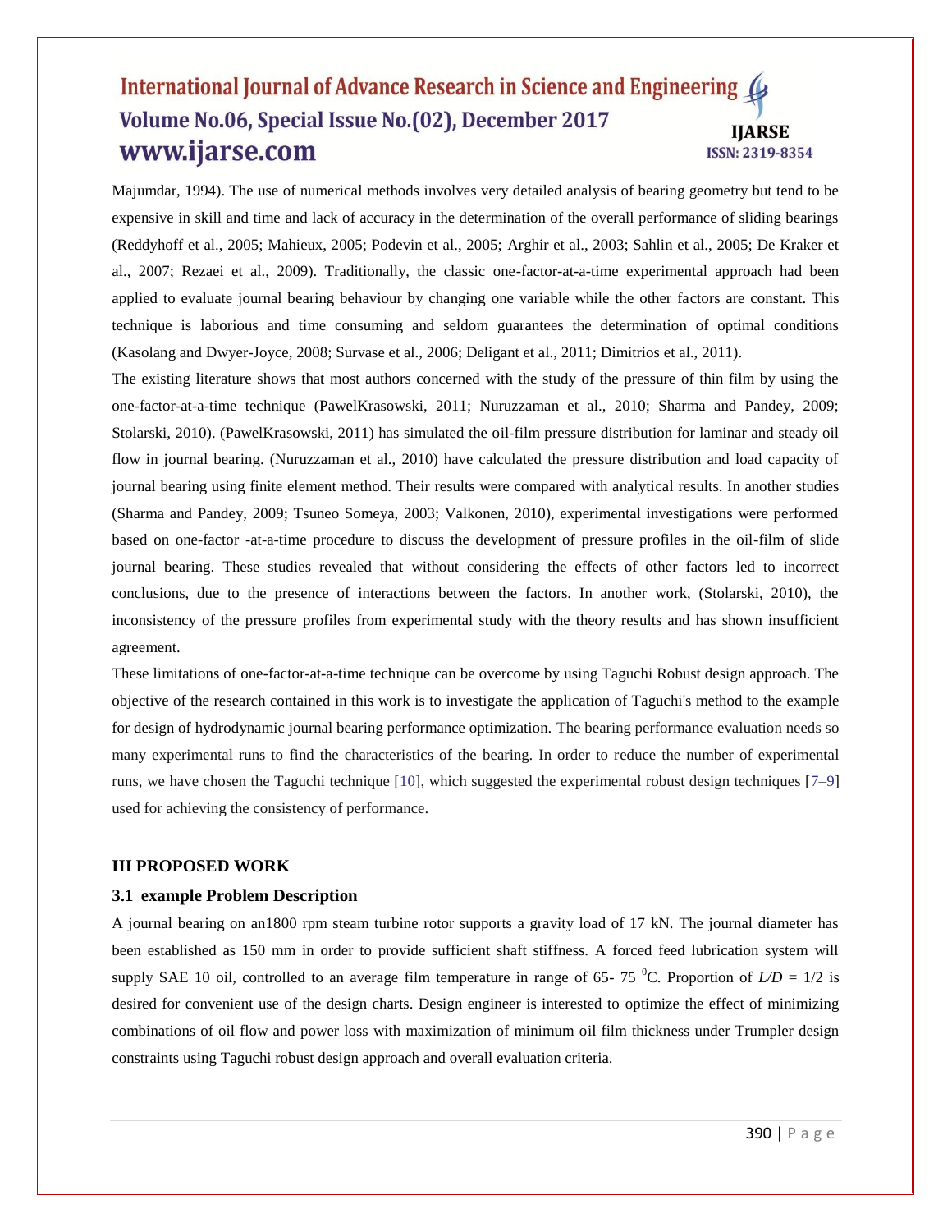Majumdar, 1994). The use of numerical methods involves very detailed analysis of bearing geometry but tend to be expensive in skill and time and lack of accuracy in the determination of the overall performance of sliding bearings (Reddyhoff et al., 2005; Mahieux, 2005; Podevin et al., 2005; Arghir et al., 2003; Sahlin et al., 2005; De Kraker et al., 2007; Rezaei et al., 2009). Traditionally, the classic one-factor-at-a-time experimental approach had been applied to evaluate journal bearing behaviour by changing one variable while the other factors are constant. This technique is laborious and time consuming and seldom guarantees the determination of optimal conditions (Kasolang and Dwyer-Joyce, 2008; Survase et al., 2006; Deligant et al., 2011; Dimitrios et al., 2011).

The existing literature shows that most authors concerned with the study of the pressure of thin film by using the one-factor-at-a-time technique (PawelKrasowski, 2011; Nuruzzaman et al., 2010; Sharma and Pandey, 2009; Stolarski, 2010). (PawelKrasowski, 2011) has simulated the oil-film pressure distribution for laminar and steady oil flow in journal bearing. (Nuruzzaman et al., 2010) have calculated the pressure distribution and load capacity of journal bearing using finite element method. Their results were compared with analytical results. In another studies (Sharma and Pandey, 2009; Tsuneo Someya, 2003; Valkonen, 2010), experimental investigations were performed based on one-factor -at-a-time procedure to discuss the development of pressure profiles in the oil-film of slide journal bearing. These studies revealed that without considering the effects of other factors led to incorrect conclusions, due to the presence of interactions between the factors. In another work, (Stolarski, 2010), the inconsistency of the pressure profiles from experimental study with the theory results and has shown insufficient agreement.

These limitations of one-factor-at-a-time technique can be overcome by using Taguchi Robust design approach. The objective of the research contained in this work is to investigate the application of Taguchi's method to the example for design of hydrodynamic journal bearing performance optimization. The bearing performance evaluation needs so many experimental runs to find the characteristics of the bearing. In order to reduce the number of experimental runs, we have chosen the Taguchi technique [10], which suggested the experimental robust design techniques [7–9] used for achieving the consistency of performance.

## III PROPOSED WORK

### 3.1 example Problem Description

A journal bearing on an1800 rpm steam turbine rotor supports a gravity load of 17 kN. The journal diameter has been established as 150 mm in order to provide sufficient shaft stiffness. A forced feed lubrication system will supply SAE 10 oil, controlled to an average film temperature in range of 65- 75 $^0$C. Proportion of $L/D$ = 1/2 is desired for convenient use of the design charts. Design engineer is interested to optimize the effect of minimizing combinations of oil flow and power loss with maximization of minimum oil film thickness under Trumpler design constraints using Taguchi robust design approach and overall evaluation criteria.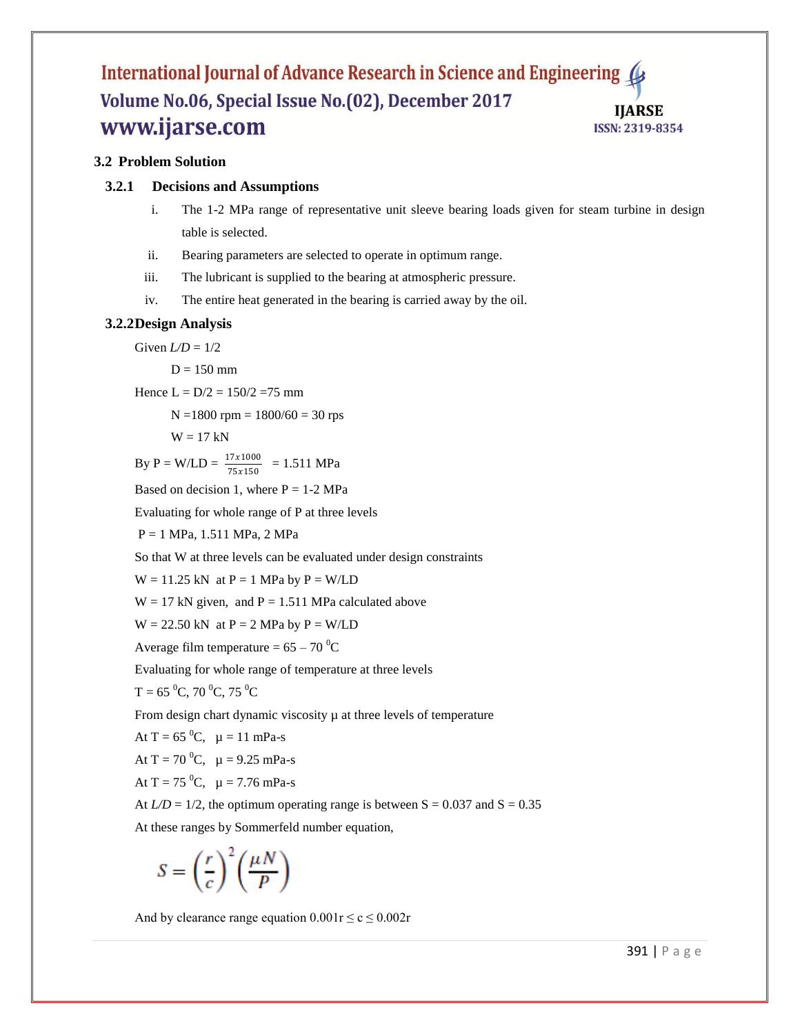### 3.2 Problem Solution

#### 3.2.1 Decisions and Assumptions

i. The 1-2 MPa range of representative unit sleeve bearing loads given for steam turbine in design table is selected.

ii. Bearing parameters are selected to operate in optimum range.

iii. The lubricant is supplied to the bearing at atmospheric pressure.

iv. The entire heat generated in the bearing is carried away by the oil.

#### 3.2.2 Design Analysis

Given $L/D = 1/2$

$D = 150$ mm

Hence $L = D/2 = 150/2 = 75$ mm

$N = 1800$ rpm $= 1800/60 = 30$ rps

$W = 17$ kN

By $P = W/LD = \frac{17x1000}{75x150} = 1.511$ MPa

Based on decision 1, where P = 1-2 MPa

Evaluating for whole range of P at three levels

P = 1 MPa, 1.511 MPa, 2 MPa

So that W at three levels can be evaluated under design constraints

W = 11.25 kN at P = 1 MPa by $P = W/LD$

W = 17 kN given, and P = 1.511 MPa calculated above

W = 22.50 kN at P = 2 MPa by $P = W/LD$

Average film temperature = 65 – 70 $^0$C

Evaluating for whole range of temperature at three levels

T = 65 $^0$C, 70 $^0$C, 75 $^0$C

From design chart dynamic viscosity μ at three levels of temperature

At T = 65 $^0$C, μ = 11 mPa-s

At T = 70 $^0$C, μ = 9.25 mPa-s

At T = 75 $^0$C, μ = 7.76 mPa-s

At $L/D = 1/2$, the optimum operating range is between S = 0.037 and S = 0.35

At these ranges by Sommerfeld number equation,

$$S = \left(\frac{r}{c}\right)^2 \left(\frac{\mu N}{P}\right)$$

And by clearance range equation $0.001r \leq c \leq 0.002r$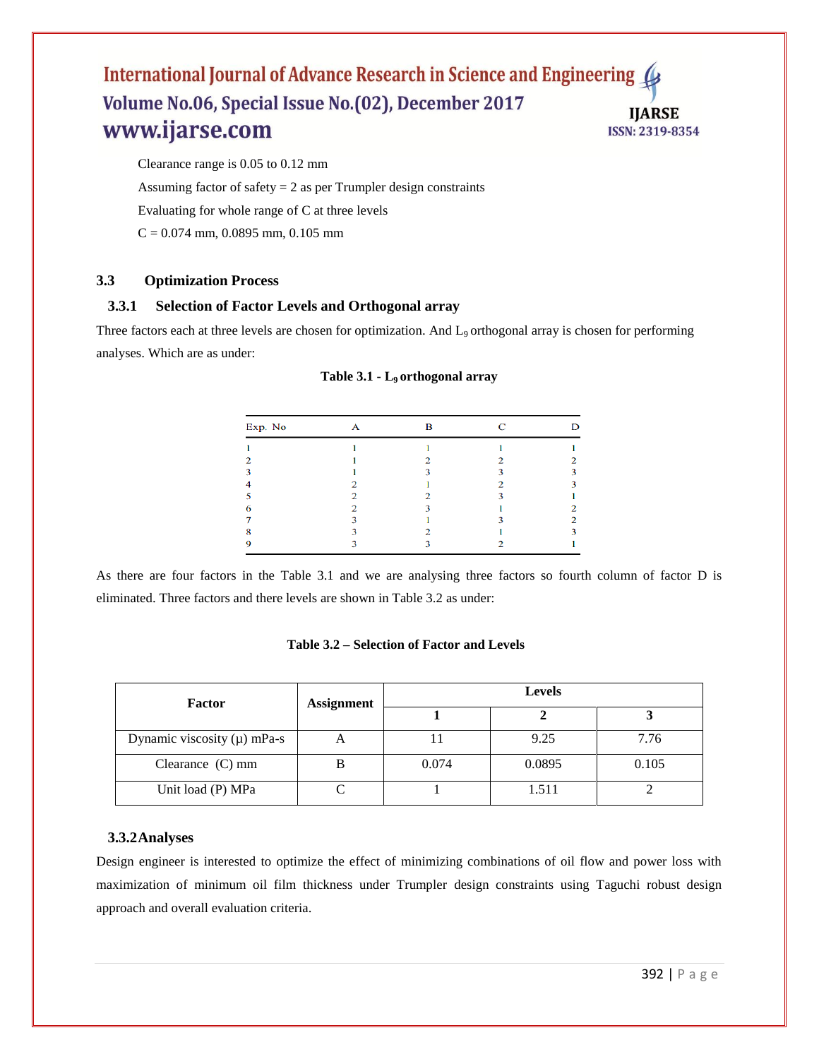Clearance range is 0.05 to 0.12 mm

Assuming factor of safety = 2 as per Trumpler design constraints

Evaluating for whole range of C at three levels

C = 0.074 mm, 0.0895 mm, 0.105 mm

## 3.3 Optimization Process

### 3.3.1 Selection of Factor Levels and Orthogonal array

Three factors each at three levels are chosen for optimization. And $L_9$ orthogonal array is chosen for performing analyses. Which are as under:

**Table 3.1 - $L_9$ orthogonal array**

| Exp. No | A | B | C | D |
|---|---|---|---|---|
| 1 | 1 | 1 | 1 | 1 |
| 2 | 1 | 2 | 2 | 2 |
| 3 | 1 | 3 | 3 | 3 |
| 4 | 2 | 1 | 2 | 3 |
| 5 | 2 | 2 | 3 | 1 |
| 6 | 2 | 3 | 1 | 2 |
| 7 | 3 | 1 | 3 | 2 |
| 8 | 3 | 2 | 1 | 3 |
| 9 | 3 | 3 | 2 | 1 |

As there are four factors in the Table 3.1 and we are analysing three factors so fourth column of factor D is eliminated. Three factors and there levels are shown in Table 3.2 as under:

**Table 3.2 – Selection of Factor and Levels**

| Factor | Assignment | Levels | | |
|---|---|---|---|---|
| | | 1 | 2 | 3 |
| Dynamic viscosity (μ) mPa-s | A | 11 | 9.25 | 7.76 |
| Clearance (C) mm | B | 0.074 | 0.0895 | 0.105 |
| Unit load (P) MPa | C | 1 | 1.511 | 2 |

### 3.3.2 Analyses

Design engineer is interested to optimize the effect of minimizing combinations of oil flow and power loss with maximization of minimum oil film thickness under Trumpler design constraints using Taguchi robust design approach and overall evaluation criteria.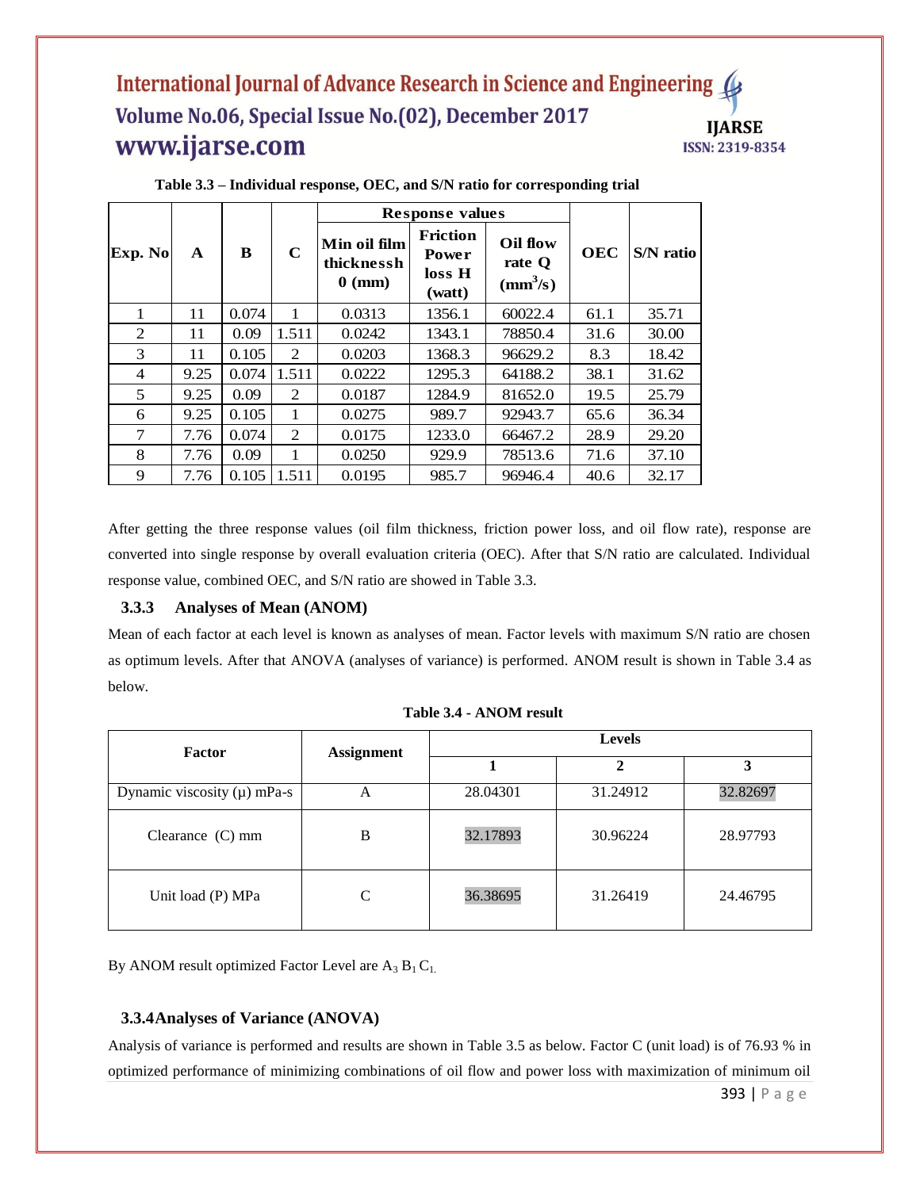**Table 3.3 – Individual response, OEC, and S/N ratio for corresponding trial**

| Exp. No | A | B | C | Response values | | | OEC | S/N ratio |
|---|---|---|---|---|---|---|---|---|
| | | | | Min oil film thicknessh 0 (mm) | Friction Power loss H (watt) | Oil flow rate Q ($mm^3/s$) | | |
| 1 | 11 | 0.074 | 1 | 0.0313 | 1356.1 | 60022.4 | 61.1 | 35.71 |
| 2 | 11 | 0.09 | 1.511 | 0.0242 | 1343.1 | 78850.4 | 31.6 | 30.00 |
| 3 | 11 | 0.105 | 2 | 0.0203 | 1368.3 | 96629.2 | 8.3 | 18.42 |
| 4 | 9.25 | 0.074 | 1.511 | 0.0222 | 1295.3 | 64188.2 | 38.1 | 31.62 |
| 5 | 9.25 | 0.09 | 2 | 0.0187 | 1284.9 | 81652.0 | 19.5 | 25.79 |
| 6 | 9.25 | 0.105 | 1 | 0.0275 | 989.7 | 92943.7 | 65.6 | 36.34 |
| 7 | 7.76 | 0.074 | 2 | 0.0175 | 1233.0 | 66467.2 | 28.9 | 29.20 |
| 8 | 7.76 | 0.09 | 1 | 0.0250 | 929.9 | 78513.6 | 71.6 | 37.10 |
| 9 | 7.76 | 0.105 | 1.511 | 0.0195 | 985.7 | 96946.4 | 40.6 | 32.17 |

After getting the three response values (oil film thickness, friction power loss, and oil flow rate), response are converted into single response by overall evaluation criteria (OEC). After that S/N ratio are calculated. Individual response value, combined OEC, and S/N ratio are showed in Table 3.3.

### 3.3.3 Analyses of Mean (ANOM)

Mean of each factor at each level is known as analyses of mean. Factor levels with maximum S/N ratio are chosen as optimum levels. After that ANOVA (analyses of variance) is performed. ANOM result is shown in Table 3.4 as below.

**Table 3.4 - ANOM result**

| Factor | Assignment | Levels | | |
|---|---|---|---|---|
| | | 1 | 2 | 3 |
| Dynamic viscosity (μ) mPa-s | A | 28.04301 | 31.24912 | 32.82697 |
| Clearance (C) mm | B | 32.17893 | 30.96224 | 28.97793 |
| Unit load (P) MPa | C | 36.38695 | 31.26419 | 24.46795 |

By ANOM result optimized Factor Level are $A_3\ B_1\ C_1$.

### 3.3.4 Analyses of Variance (ANOVA)

Analysis of variance is performed and results are shown in Table 3.5 as below. Factor C (unit load) is of 76.93 % in optimized performance of minimizing combinations of oil flow and power loss with maximization of minimum oil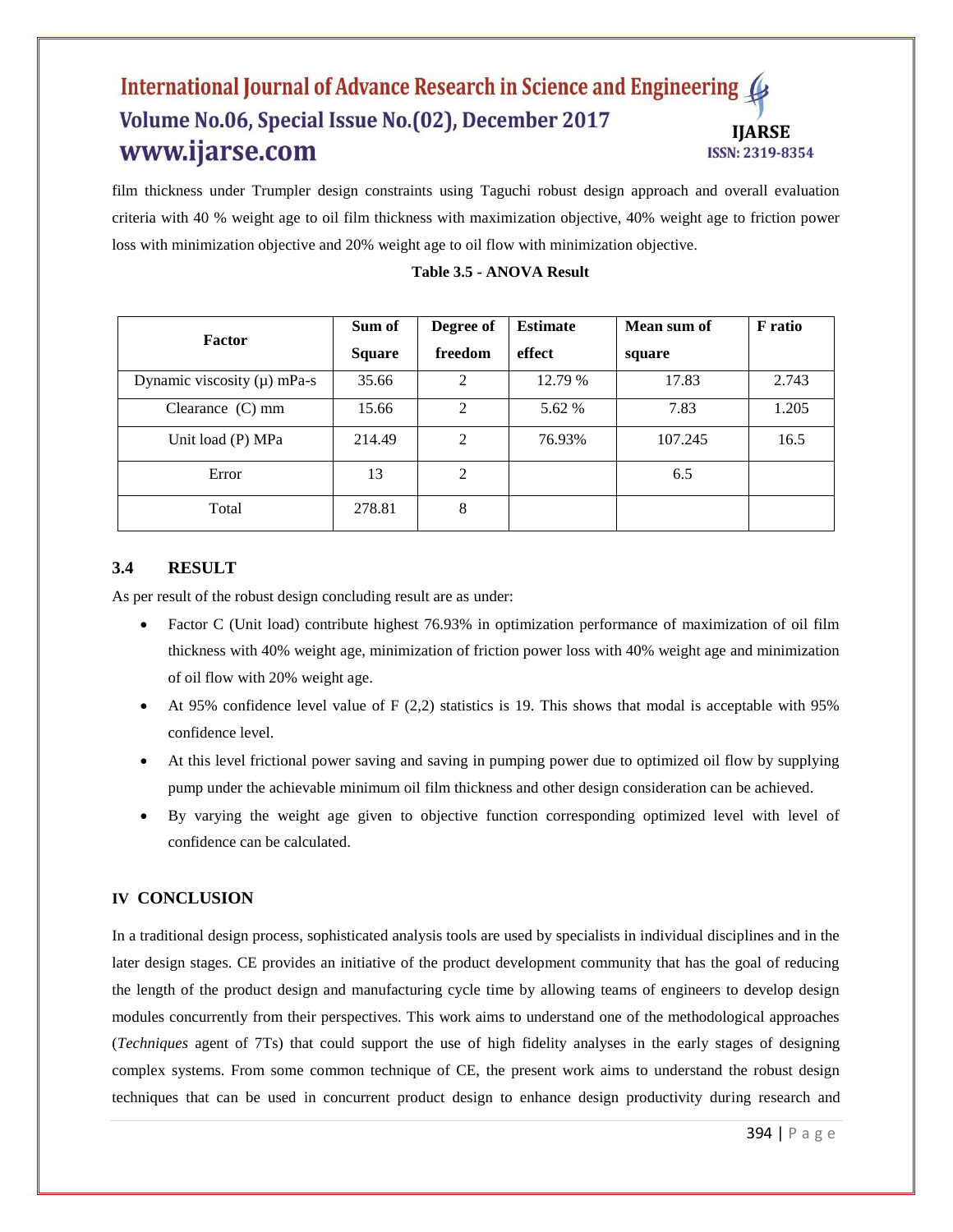film thickness under Trumpler design constraints using Taguchi robust design approach and overall evaluation criteria with 40 % weight age to oil film thickness with maximization objective, 40% weight age to friction power loss with minimization objective and 20% weight age to oil flow with minimization objective.

**Table 3.5 - ANOVA Result**

| Factor | Sum of Square | Degree of freedom | Estimate effect | Mean sum of square | F ratio |
|---|---|---|---|---|---|
| Dynamic viscosity (μ) mPa-s | 35.66 | 2 | 12.79 % | 17.83 | 2.743 |
| Clearance (C) mm | 15.66 | 2 | 5.62 % | 7.83 | 1.205 |
| Unit load (P) MPa | 214.49 | 2 | 76.93% | 107.245 | 16.5 |
| Error | 13 | 2 | | 6.5 | |
| Total | 278.81 | 8 | | | |

### 3.4 RESULT

As per result of the robust design concluding result are as under:

- Factor C (Unit load) contribute highest 76.93% in optimization performance of maximization of oil film thickness with 40% weight age, minimization of friction power loss with 40% weight age and minimization of oil flow with 20% weight age.
- At 95% confidence level value of F (2,2) statistics is 19. This shows that modal is acceptable with 95% confidence level.
- At this level frictional power saving and saving in pumping power due to optimized oil flow by supplying pump under the achievable minimum oil film thickness and other design consideration can be achieved.
- By varying the weight age given to objective function corresponding optimized level with level of confidence can be calculated.

## IV CONCLUSION

In a traditional design process, sophisticated analysis tools are used by specialists in individual disciplines and in the later design stages. CE provides an initiative of the product development community that has the goal of reducing the length of the product design and manufacturing cycle time by allowing teams of engineers to develop design modules concurrently from their perspectives. This work aims to understand one of the methodological approaches (*Techniques* agent of 7Ts) that could support the use of high fidelity analyses in the early stages of designing complex systems. From some common technique of CE, the present work aims to understand the robust design techniques that can be used in concurrent product design to enhance design productivity during research and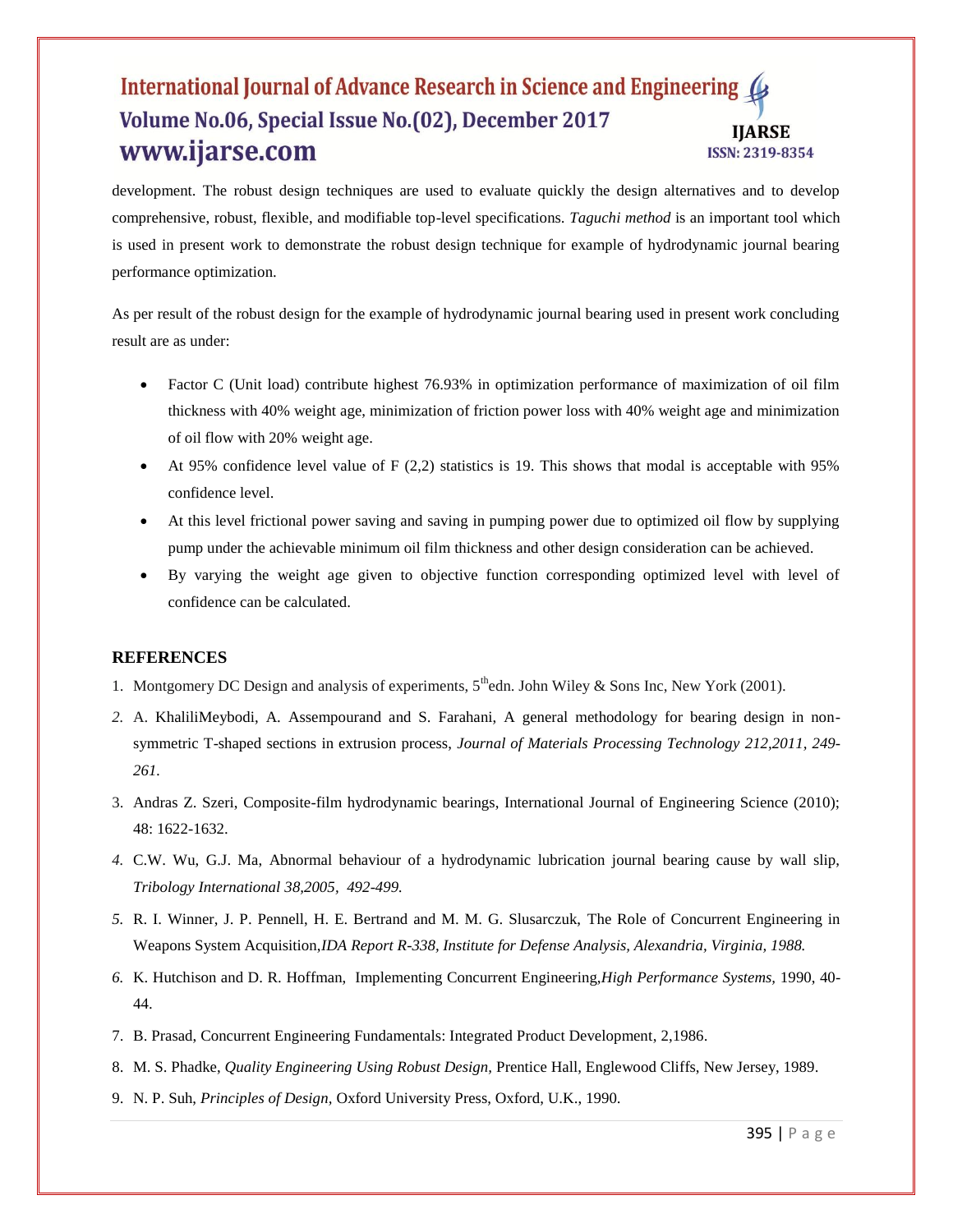development. The robust design techniques are used to evaluate quickly the design alternatives and to develop comprehensive, robust, flexible, and modifiable top-level specifications. *Taguchi method* is an important tool which is used in present work to demonstrate the robust design technique for example of hydrodynamic journal bearing performance optimization.

As per result of the robust design for the example of hydrodynamic journal bearing used in present work concluding result are as under:

- Factor C (Unit load) contribute highest 76.93% in optimization performance of maximization of oil film thickness with 40% weight age, minimization of friction power loss with 40% weight age and minimization of oil flow with 20% weight age.
- At 95% confidence level value of F (2,2) statistics is 19. This shows that modal is acceptable with 95% confidence level.
- At this level frictional power saving and saving in pumping power due to optimized oil flow by supplying pump under the achievable minimum oil film thickness and other design consideration can be achieved.
- By varying the weight age given to objective function corresponding optimized level with level of confidence can be calculated.

## REFERENCES

1. Montgomery DC Design and analysis of experiments, 5th edn. John Wiley & Sons Inc, New York (2001).
2. A. KhaliliMeybodi, A. Assempourand and S. Farahani, A general methodology for bearing design in non-symmetric T-shaped sections in extrusion process, *Journal of Materials Processing Technology 212,2011, 249-261.*
3. Andras Z. Szeri, Composite-film hydrodynamic bearings, International Journal of Engineering Science (2010); 48: 1622-1632.
4. C.W. Wu, G.J. Ma, Abnormal behaviour of a hydrodynamic lubrication journal bearing cause by wall slip, *Tribology International 38,2005, 492-499.*
5. R. I. Winner, J. P. Pennell, H. E. Bertrand and M. M. G. Slusarczuk, The Role of Concurrent Engineering in Weapons System Acquisition,*IDA Report R-338, Institute for Defense Analysis, Alexandria, Virginia, 1988.*
6. K. Hutchison and D. R. Hoffman, Implementing Concurrent Engineering,*High Performance Systems,* 1990, 40-44.
7. B. Prasad, Concurrent Engineering Fundamentals: Integrated Product Development, 2,1986.
8. M. S. Phadke, *Quality Engineering Using Robust Design,* Prentice Hall, Englewood Cliffs, New Jersey, 1989.
9. N. P. Suh, *Principles of Design,* Oxford University Press, Oxford, U.K., 1990.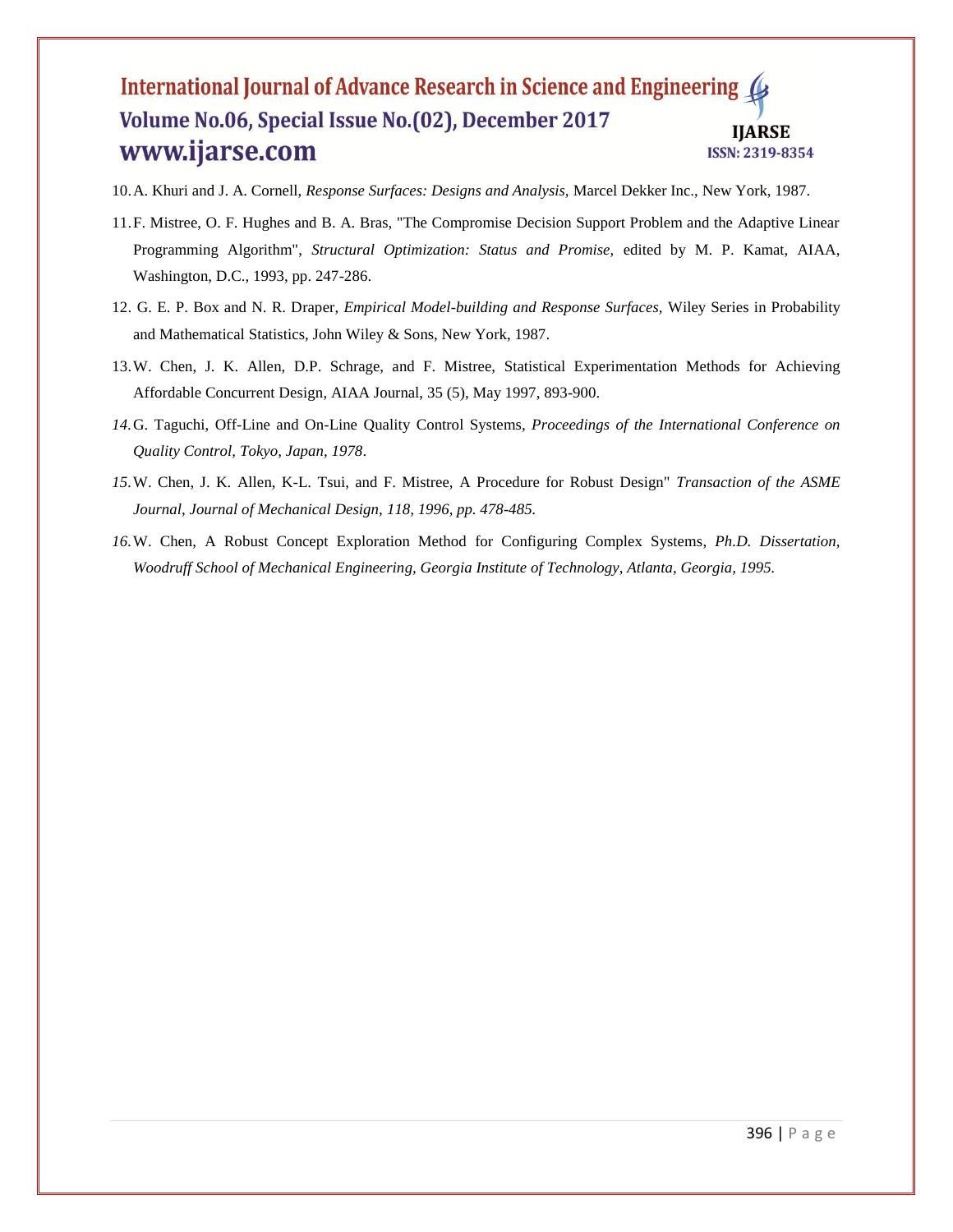10. A. Khuri and J. A. Cornell, *Response Surfaces: Designs and Analysis*, Marcel Dekker Inc., New York, 1987.
11. F. Mistree, O. F. Hughes and B. A. Bras, "The Compromise Decision Support Problem and the Adaptive Linear Programming Algorithm", *Structural Optimization: Status and Promise,* edited by M. P. Kamat, AIAA, Washington, D.C., 1993, pp. 247-286.
12. G. E. P. Box and N. R. Draper, *Empirical Model-building and Response Surfaces,* Wiley Series in Probability and Mathematical Statistics, John Wiley & Sons, New York, 1987.
13. W. Chen, J. K. Allen, D.P. Schrage, and F. Mistree, Statistical Experimentation Methods for Achieving Affordable Concurrent Design, AIAA Journal, 35 (5), May 1997, 893-900.
14. G. Taguchi, Off-Line and On-Line Quality Control Systems, *Proceedings of the International Conference on Quality Control, Tokyo, Japan, 1978*.
15. W. Chen, J. K. Allen, K-L. Tsui, and F. Mistree, A Procedure for Robust Design" *Transaction of the ASME Journal, Journal of Mechanical Design, 118, 1996, pp. 478-485.*
16. W. Chen, A Robust Concept Exploration Method for Configuring Complex Systems, *Ph.D. Dissertation, Woodruff School of Mechanical Engineering, Georgia Institute of Technology, Atlanta, Georgia, 1995.*